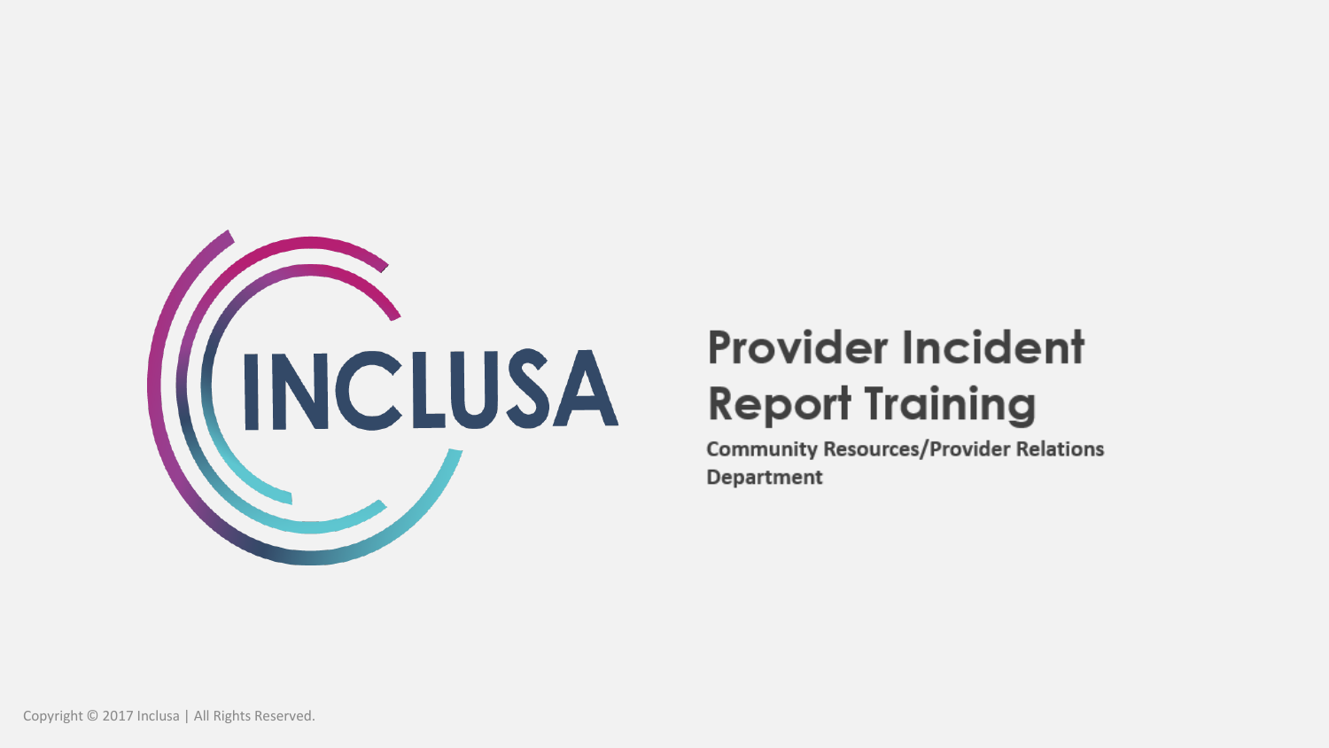INCLUSA

# Provider Incident Report Training

**Community Resources/Provider Relations Department**

Copyright © 2017 Inclusa | All Rights Reserved.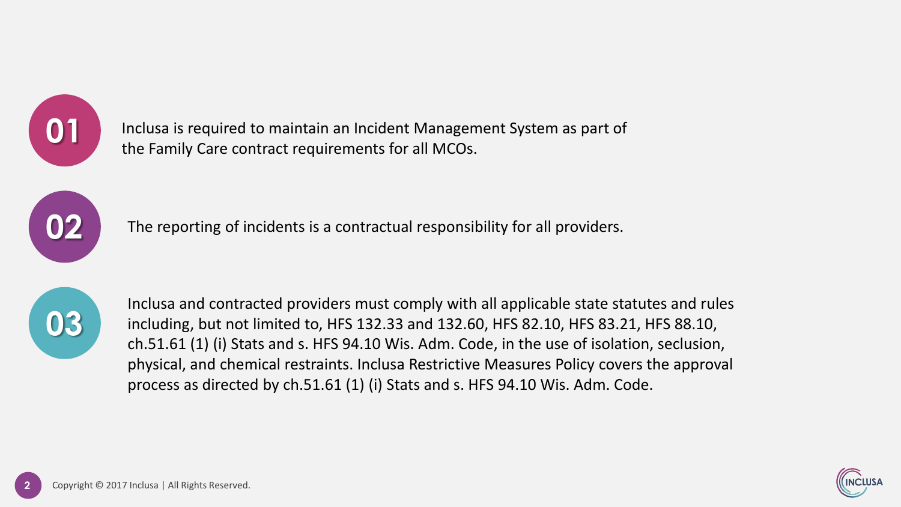01

Inclusa is required to maintain an Incident Management System as part of the Family Care contract requirements for all MCOs.

02

The reporting of incidents is a contractual responsibility for all providers.

03

Inclusa and contracted providers must comply with all applicable state statutes and rules including, but not limited to, HFS 132.33 and 132.60, HFS 82.10, HFS 83.21, HFS 88.10, ch.51.61 (1) (i) Stats and s. HFS 94.10 Wis. Adm. Code, in the use of isolation, seclusion, physical, and chemical restraints. Inclusa Restrictive Measures Policy covers the approval process as directed by ch.51.61 (1) (i) Stats and s. HFS 94.10 Wis. Adm. Code.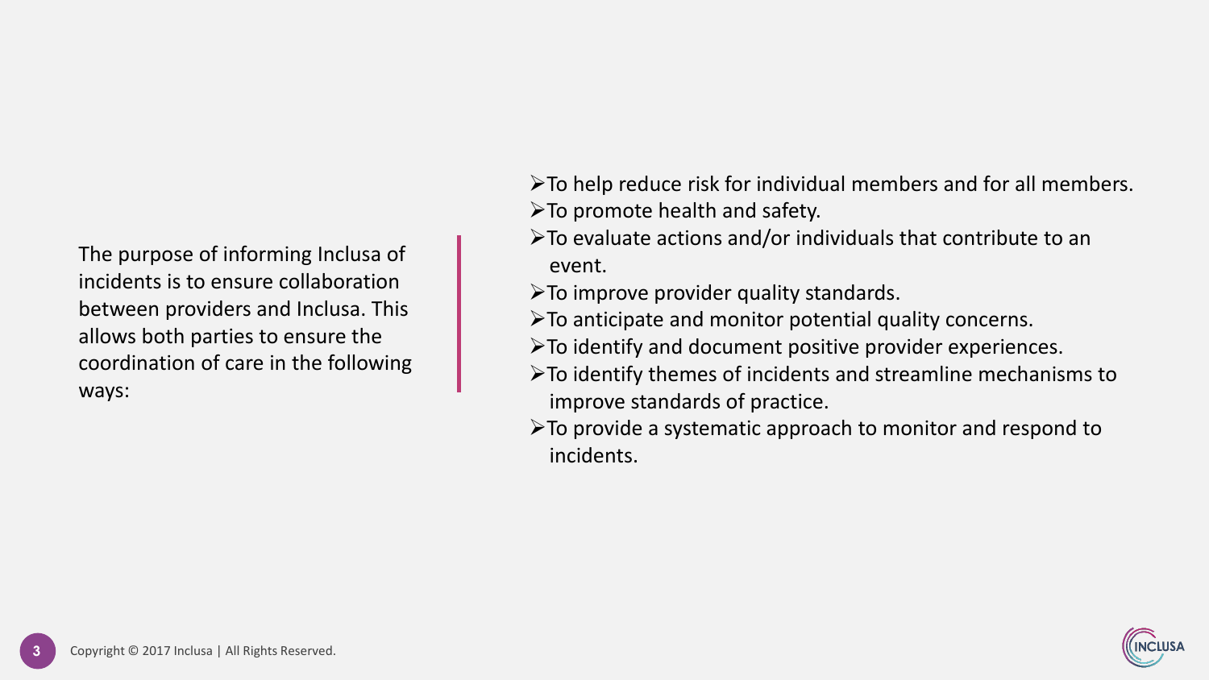The purpose of informing Inclusa of incidents is to ensure collaboration between providers and Inclusa. This allows both parties to ensure the coordination of care in the following ways:

- To help reduce risk for individual members and for all members.
- To promote health and safety.
- To evaluate actions and/or individuals that contribute to an event.
- To improve provider quality standards.
- To anticipate and monitor potential quality concerns.
- To identify and document positive provider experiences.
- To identify themes of incidents and streamline mechanisms to improve standards of practice.
- To provide a systematic approach to monitor and respond to incidents.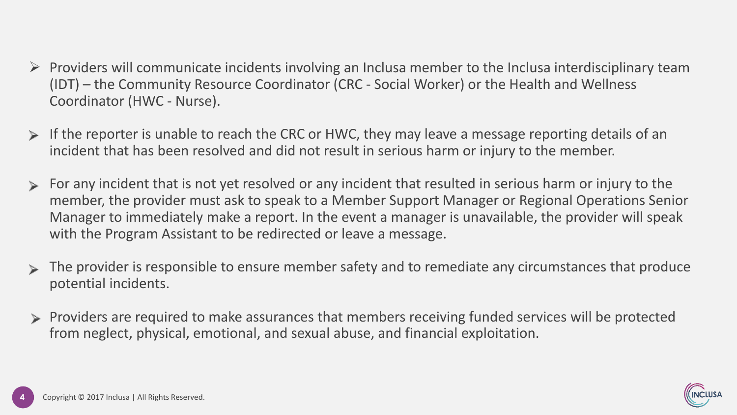- Providers will communicate incidents involving an Inclusa member to the Inclusa interdisciplinary team (IDT) – the Community Resource Coordinator (CRC - Social Worker) or the Health and Wellness Coordinator (HWC - Nurse).
- If the reporter is unable to reach the CRC or HWC, they may leave a message reporting details of an incident that has been resolved and did not result in serious harm or injury to the member.
- For any incident that is not yet resolved or any incident that resulted in serious harm or injury to the member, the provider must ask to speak to a Member Support Manager or Regional Operations Senior Manager to immediately make a report. In the event a manager is unavailable, the provider will speak with the Program Assistant to be redirected or leave a message.
- The provider is responsible to ensure member safety and to remediate any circumstances that produce potential incidents.
- Providers are required to make assurances that members receiving funded services will be protected from neglect, physical, emotional, and sexual abuse, and financial exploitation.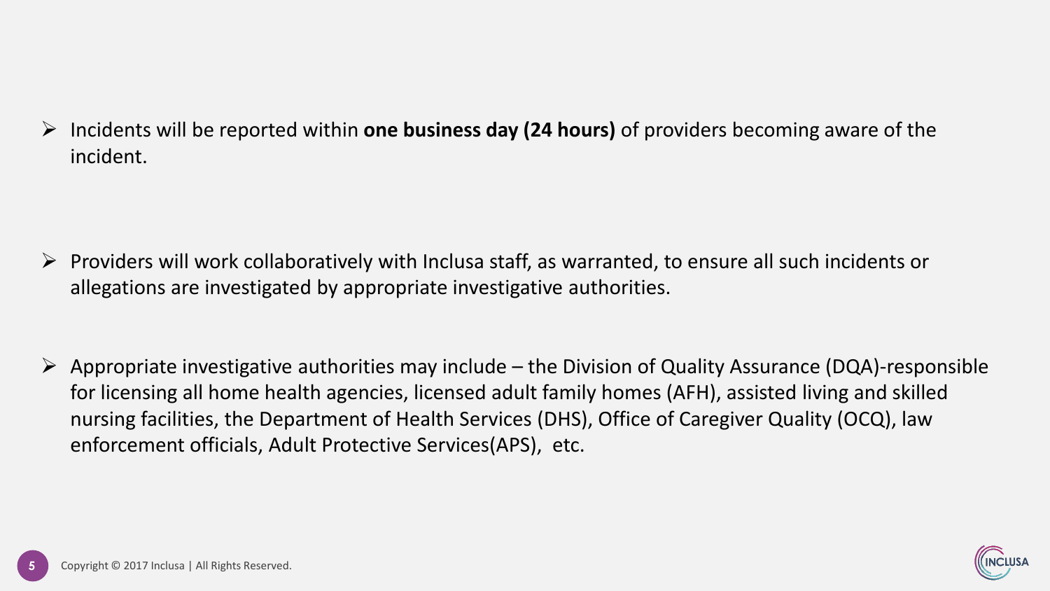- Incidents will be reported within **one business day (24 hours)** of providers becoming aware of the incident.

- Providers will work collaboratively with Inclusa staff, as warranted, to ensure all such incidents or allegations are investigated by appropriate investigative authorities.

- Appropriate investigative authorities may include – the Division of Quality Assurance (DQA)-responsible for licensing all home health agencies, licensed adult family homes (AFH), assisted living and skilled nursing facilities, the Department of Health Services (DHS), Office of Caregiver Quality (OCQ), law enforcement officials, Adult Protective Services(APS), etc.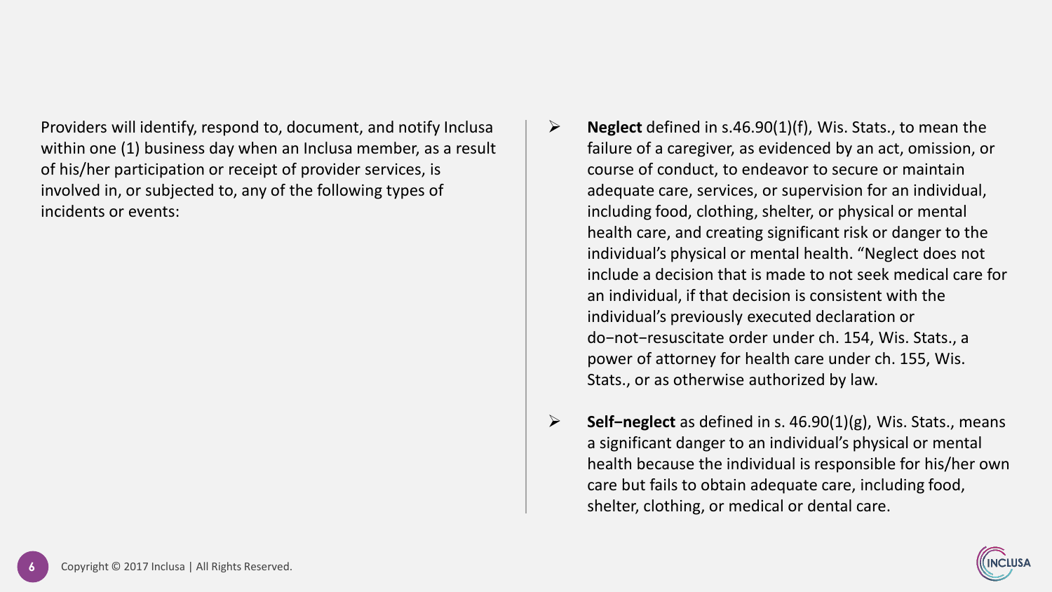Providers will identify, respond to, document, and notify Inclusa within one (1) business day when an Inclusa member, as a result of his/her participation or receipt of provider services, is involved in, or subjected to, any of the following types of incidents or events:

- **Neglect** defined in s.46.90(1)(f), Wis. Stats., to mean the failure of a caregiver, as evidenced by an act, omission, or course of conduct, to endeavor to secure or maintain adequate care, services, or supervision for an individual, including food, clothing, shelter, or physical or mental health care, and creating significant risk or danger to the individual's physical or mental health. "Neglect does not include a decision that is made to not seek medical care for an individual, if that decision is consistent with the individual's previously executed declaration or do−not−resuscitate order under ch. 154, Wis. Stats., a power of attorney for health care under ch. 155, Wis. Stats., or as otherwise authorized by law.

- **Self−neglect** as defined in s. 46.90(1)(g), Wis. Stats., means a significant danger to an individual's physical or mental health because the individual is responsible for his/her own care but fails to obtain adequate care, including food, shelter, clothing, or medical or dental care.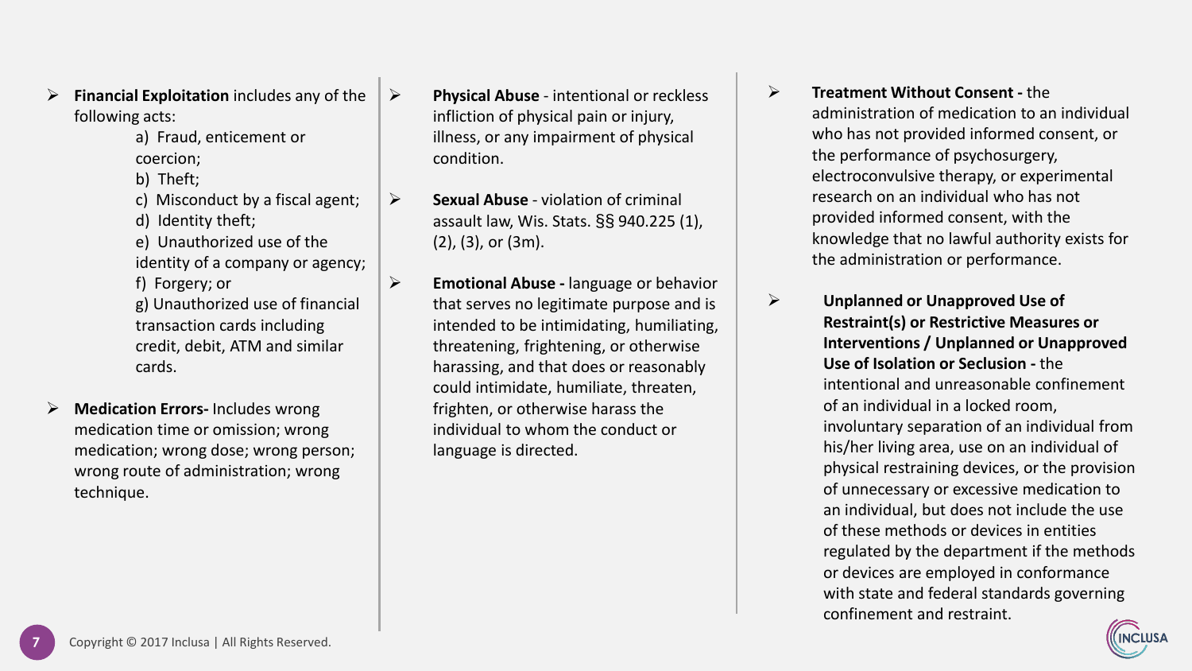- **Financial Exploitation** includes any of the following acts:
  - a) Fraud, enticement or coercion;
  - b) Theft;
  - c) Misconduct by a fiscal agent;
  - d) Identity theft;
  - e) Unauthorized use of the identity of a company or agency;
  - f) Forgery; or
  - g) Unauthorized use of financial transaction cards including credit, debit, ATM and similar cards.

- **Medication Errors-** Includes wrong medication time or omission; wrong medication; wrong dose; wrong person; wrong route of administration; wrong technique.

- **Physical Abuse** - intentional or reckless infliction of physical pain or injury, illness, or any impairment of physical condition.

- **Sexual Abuse** - violation of criminal assault law, Wis. Stats. §§ 940.225 (1), (2), (3), or (3m).

- **Emotional Abuse -** language or behavior that serves no legitimate purpose and is intended to be intimidating, humiliating, threatening, frightening, or otherwise harassing, and that does or reasonably could intimidate, humiliate, threaten, frighten, or otherwise harass the individual to whom the conduct or language is directed.

- **Treatment Without Consent -** the administration of medication to an individual who has not provided informed consent, or the performance of psychosurgery, electroconvulsive therapy, or experimental research on an individual who has not provided informed consent, with the knowledge that no lawful authority exists for the administration or performance.

- **Unplanned or Unapproved Use of Restraint(s) or Restrictive Measures or Interventions / Unplanned or Unapproved Use of Isolation or Seclusion -** the intentional and unreasonable confinement of an individual in a locked room, involuntary separation of an individual from his/her living area, use on an individual of physical restraining devices, or the provision of unnecessary or excessive medication to an individual, but does not include the use of these methods or devices in entities regulated by the department if the methods or devices are employed in conformance with state and federal standards governing confinement and restraint.

Copyright © 2017 Inclusa | All Rights Reserved.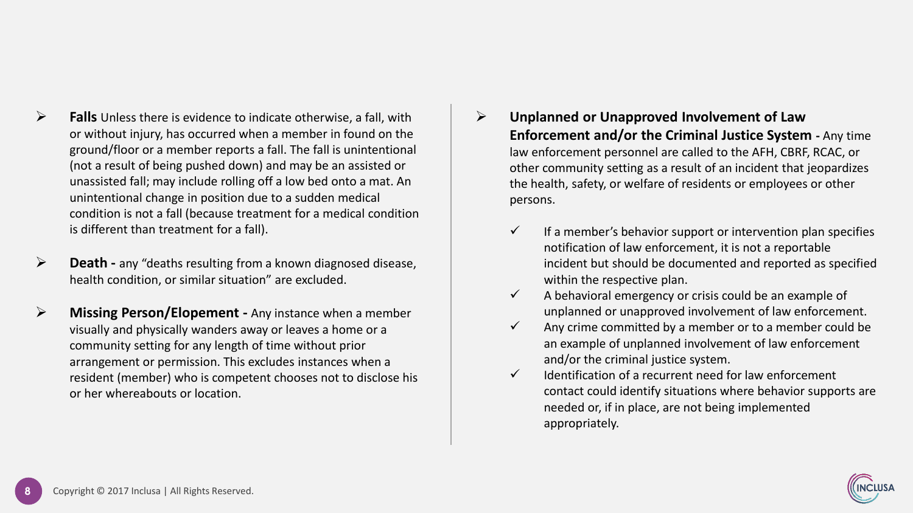- **Falls** Unless there is evidence to indicate otherwise, a fall, with or without injury, has occurred when a member in found on the ground/floor or a member reports a fall. The fall is unintentional (not a result of being pushed down) and may be an assisted or unassisted fall; may include rolling off a low bed onto a mat. An unintentional change in position due to a sudden medical condition is not a fall (because treatment for a medical condition is different than treatment for a fall).

- **Death -** any "deaths resulting from a known diagnosed disease, health condition, or similar situation" are excluded.

- **Missing Person/Elopement -** Any instance when a member visually and physically wanders away or leaves a home or a community setting for any length of time without prior arrangement or permission. This excludes instances when a resident (member) who is competent chooses not to disclose his or her whereabouts or location.

- **Unplanned or Unapproved Involvement of Law Enforcement and/or the Criminal Justice System -** Any time law enforcement personnel are called to the AFH, CBRF, RCAC, or other community setting as a result of an incident that jeopardizes the health, safety, or welfare of residents or employees or other persons.

  - ✓ If a member's behavior support or intervention plan specifies notification of law enforcement, it is not a reportable incident but should be documented and reported as specified within the respective plan.
  - ✓ A behavioral emergency or crisis could be an example of unplanned or unapproved involvement of law enforcement.
  - ✓ Any crime committed by a member or to a member could be an example of unplanned involvement of law enforcement and/or the criminal justice system.
  - ✓ Identification of a recurrent need for law enforcement contact could identify situations where behavior supports are needed or, if in place, are not being implemented appropriately.

Copyright © 2017 Inclusa | All Rights Reserved.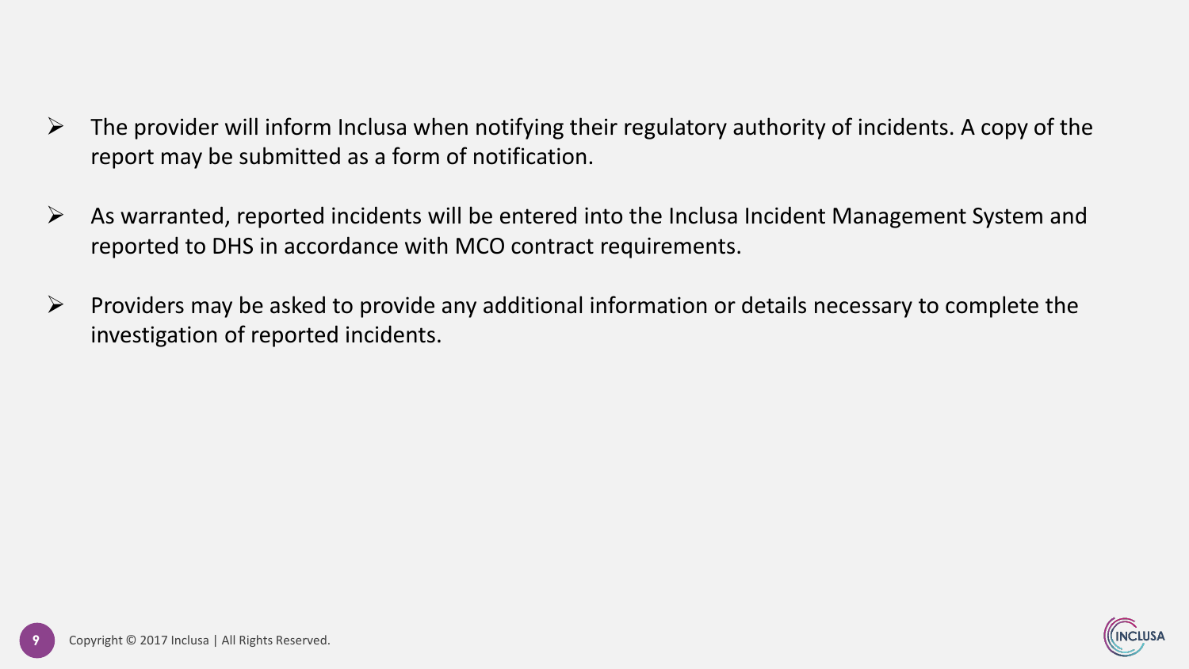- The provider will inform Inclusa when notifying their regulatory authority of incidents. A copy of the report may be submitted as a form of notification.
- As warranted, reported incidents will be entered into the Inclusa Incident Management System and reported to DHS in accordance with MCO contract requirements.
- Providers may be asked to provide any additional information or details necessary to complete the investigation of reported incidents.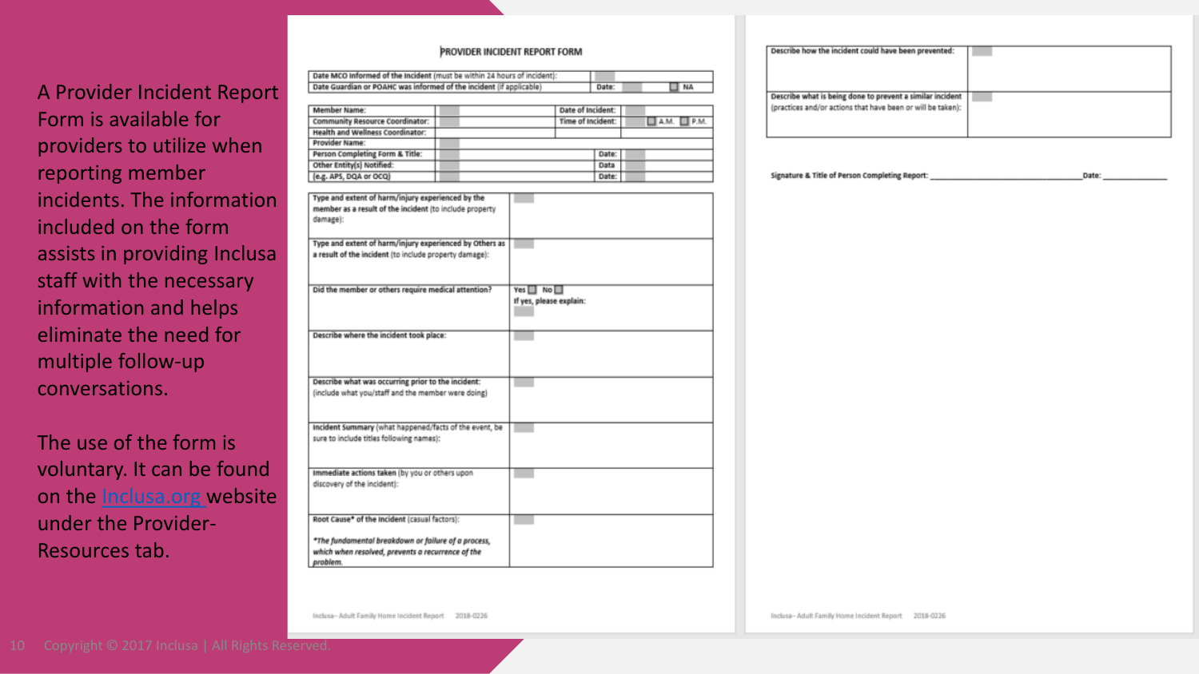A Provider Incident Report Form is available for providers to utilize when reporting member incidents. The information included on the form assists in providing Inclusa staff with the necessary information and helps eliminate the need for multiple follow-up conversations.

The use of the form is voluntary. It can be found on the Inclusa.org website under the Provider-Resources tab.

## PROVIDER INCIDENT REPORT FORM

| Date MCO Informed of the Incident (must be within 24 hours of incident): | | | |
|---|---|---|---|
| Date Guardian or POAHC was informed of the incident (if applicable) | | Date: | NA |

| Member Name: | | Date of Incident: | |
|---|---|---|---|
| Community Resource Coordinator: | | Time of Incident: | A.M. P.M. |
| Health and Wellness Coordinator: | | | |
| Provider Name: | | | |
| Person Completing Form & Title: | | Date: | |
| Other Entity(s) Notified: | | Data | |
| (e.g. APS, DQA or OCQ) | | Date: | |

| | |
|---|---|
| Type and extent of harm/injury experienced by the member as a result of the incident (to include property damage): | |
| Type and extent of harm/injury experienced by Others as a result of the incident (to include property damage): | |
| Did the member or others require medical attention? | Yes No<br>If yes, please explain: |
| Describe where the incident took place: | |
| Describe what was occurring prior to the incident: (include what you/staff and the member were doing) | |
| Incident Summary (what happened/facts of the event, be sure to include titles following names): | |
| Immediate actions taken (by you or others upon discovery of the incident): | |
| Root Cause* of the incident (casual factors):<br>*The fundamental breakdown or failure of a process, which when resolved, prevents a recurrence of the problem. | |

Inclusa– Adult Family Home Incident Report 2018-0226

| | |
|---|---|
| Describe how the incident could have been prevented: | |
| Describe what is being done to prevent a similar incident (practices and/or actions that have been or will be taken): | |

Signature & Title of Person Completing Report: ______________________ Date: ____________

Inclusa– Adult Family Home Incident Report 2018-0226

Copyright © 2017 Inclusa | All Rights Reserved.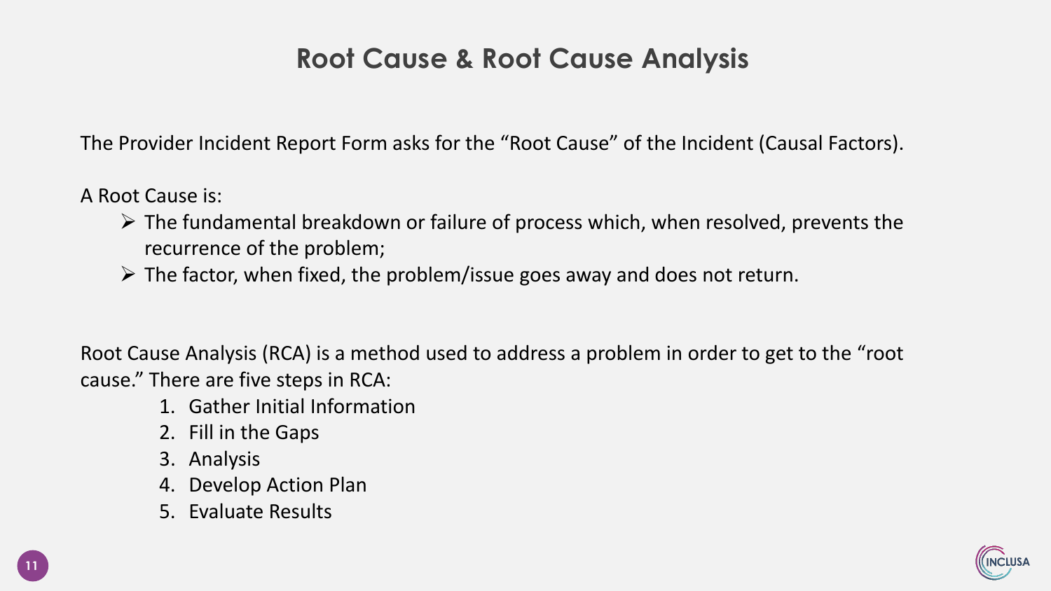# Root Cause & Root Cause Analysis

The Provider Incident Report Form asks for the "Root Cause" of the Incident (Causal Factors).

A Root Cause is:

- The fundamental breakdown or failure of process which, when resolved, prevents the recurrence of the problem;
- The factor, when fixed, the problem/issue goes away and does not return.

Root Cause Analysis (RCA) is a method used to address a problem in order to get to the "root cause." There are five steps in RCA:

1. Gather Initial Information
2. Fill in the Gaps
3. Analysis
4. Develop Action Plan
5. Evaluate Results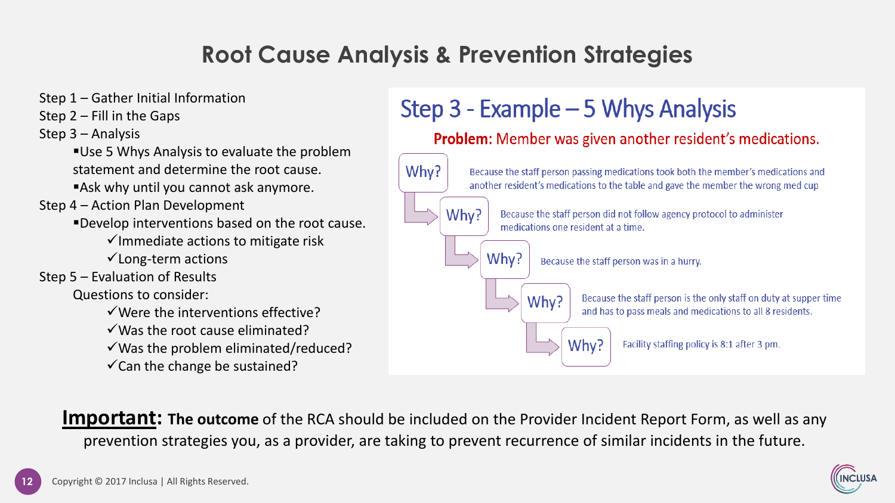# Root Cause Analysis & Prevention Strategies

Step 1 – Gather Initial Information

Step 2 – Fill in the Gaps

Step 3 – Analysis

- Use 5 Whys Analysis to evaluate the problem statement and determine the root cause.
- Ask why until you cannot ask anymore.

Step 4 – Action Plan Development

- Develop interventions based on the root cause.
  - ✓Immediate actions to mitigate risk
  - ✓Long-term actions

Step 5 – Evaluation of Results

Questions to consider:

- ✓Were the interventions effective?
- ✓Was the root cause eliminated?
- ✓Was the problem eliminated/reduced?
- ✓Can the change be sustained?

## Step 3 - Example – 5 Whys Analysis

**Problem:** Member was given another resident's medications.

- **Why?** Because the staff person passing medications took both the member's medications and another resident's medications to the table and gave the member the wrong med cup
- **Why?** Because the staff person did not follow agency protocol to administer medications one resident at a time.
- **Why?** Because the staff person was in a hurry.
- **Why?** Because the staff person is the only staff on duty at supper time and has to pass meals and medications to all 8 residents.
- **Why?** Facility staffing policy is 8:1 after 3 pm.

**Important: The outcome** of the RCA should be included on the Provider Incident Report Form, as well as any prevention strategies you, as a provider, are taking to prevent recurrence of similar incidents in the future.

Copyright © 2017 Inclusa | All Rights Reserved.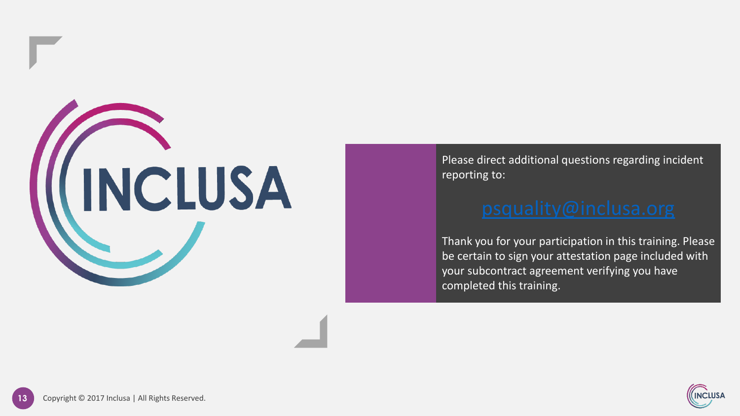Please direct additional questions regarding incident reporting to:

psquality@inclusa.org

Thank you for your participation in this training. Please be certain to sign your attestation page included with your subcontract agreement verifying you have completed this training.

Copyright © 2017 Inclusa | All Rights Reserved.